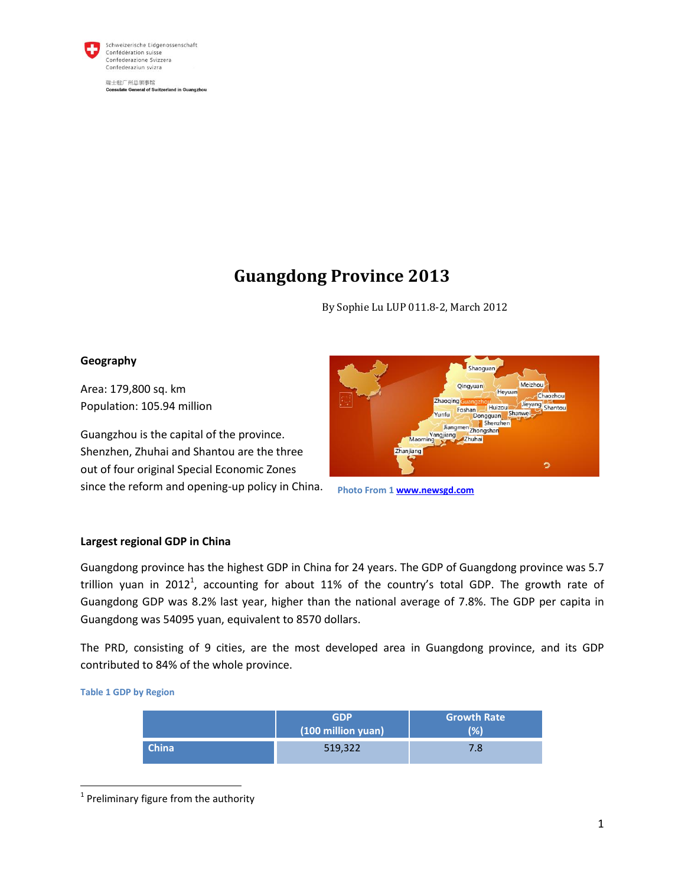Schweizerische Eidgenossenschaft
Confédération suisse
Confederazione Svizzera
Confederaziun svizra

瑞士驻广州总领事馆
Consulate General of Switzerland in Guangzhou

# Guangdong Province 2013

By Sophie Lu LUP 011.8-2, March 2012

## Geography

Area: 179,800 sq. km
Population: 105.94 million

Guangzhou is the capital of the province. Shenzhen, Zhuhai and Shantou are the three out of four original Special Economic Zones since the reform and opening-up policy in China.

Photo From 1 www.newsgd.com

## Largest regional GDP in China

Guangdong province has the highest GDP in China for 24 years. The GDP of Guangdong province was 5.7 trillion yuan in 2012[1], accounting for about 11% of the country's total GDP. The growth rate of Guangdong GDP was 8.2% last year, higher than the national average of 7.8%. The GDP per capita in Guangdong was 54095 yuan, equivalent to 8570 dollars.

The PRD, consisting of 9 cities, are the most developed area in Guangdong province, and its GDP contributed to 84% of the whole province.

Table 1 GDP by Region

| | GDP (100 million yuan) | Growth Rate (%) |
|---|---|---|
| China | 519,322 | 7.8 |

[1] Preliminary figure from the authority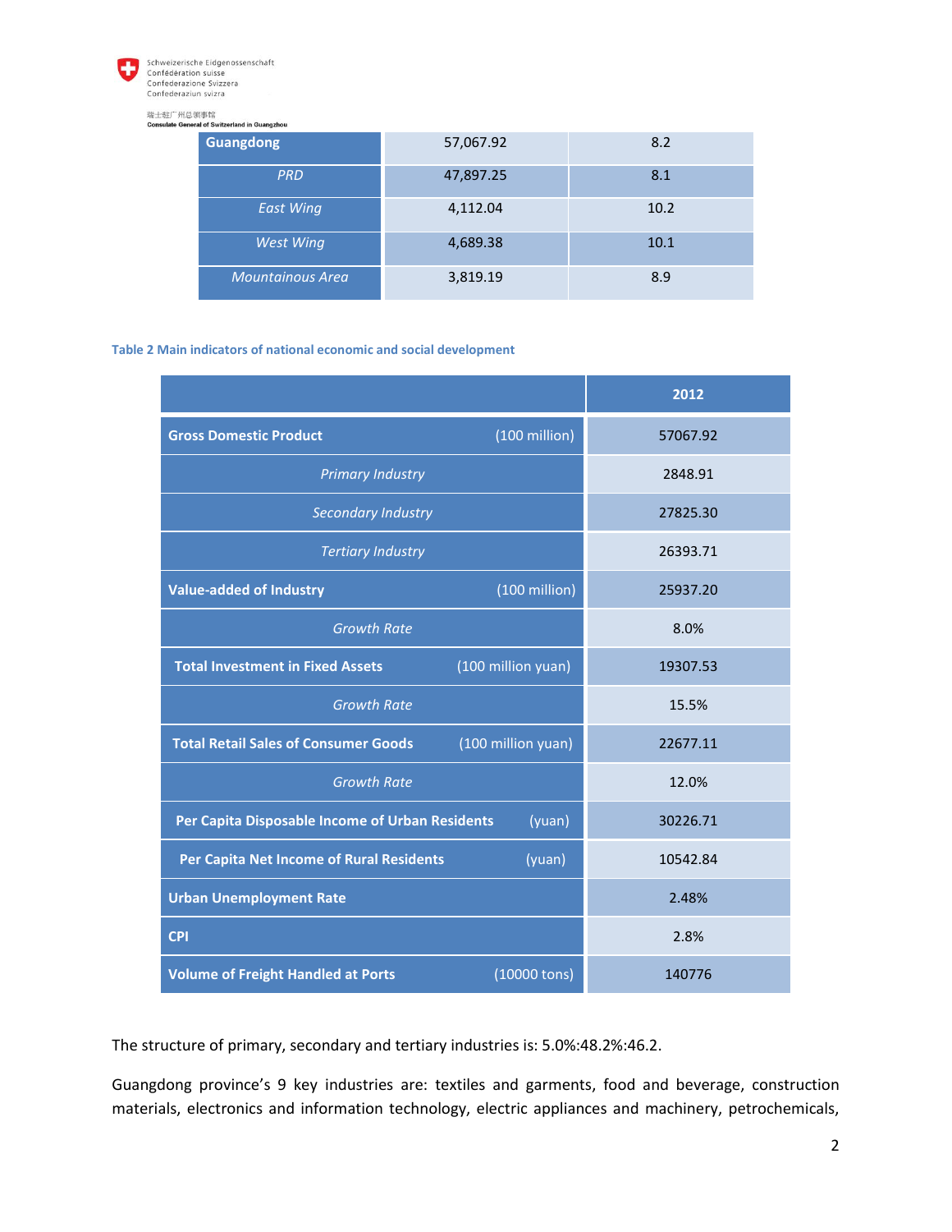| Guangdong | 57,067.92 | 8.2 |
|---|---|---|
| *PRD* | 47,897.25 | 8.1 |
| *East Wing* | 4,112.04 | 10.2 |
| *West Wing* | 4,689.38 | 10.1 |
| *Mountainous Area* | 3,819.19 | 8.9 |

**Table 2 Main indicators of national economic and social development**

| | 2012 |
|---|---|
| **Gross Domestic Product** (100 million) | 57067.92 |
| *Primary Industry* | 2848.91 |
| *Secondary Industry* | 27825.30 |
| *Tertiary Industry* | 26393.71 |
| **Value-added of Industry** (100 million) | 25937.20 |
| *Growth Rate* | 8.0% |
| **Total Investment in Fixed Assets** (100 million yuan) | 19307.53 |
| *Growth Rate* | 15.5% |
| **Total Retail Sales of Consumer Goods** (100 million yuan) | 22677.11 |
| *Growth Rate* | 12.0% |
| **Per Capita Disposable Income of Urban Residents** (yuan) | 30226.71 |
| **Per Capita Net Income of Rural Residents** (yuan) | 10542.84 |
| **Urban Unemployment Rate** | 2.48% |
| **CPI** | 2.8% |
| **Volume of Freight Handled at Ports** (10000 tons) | 140776 |

The structure of primary, secondary and tertiary industries is: 5.0%:48.2%:46.2.

Guangdong province's 9 key industries are: textiles and garments, food and beverage, construction materials, electronics and information technology, electric appliances and machinery, petrochemicals,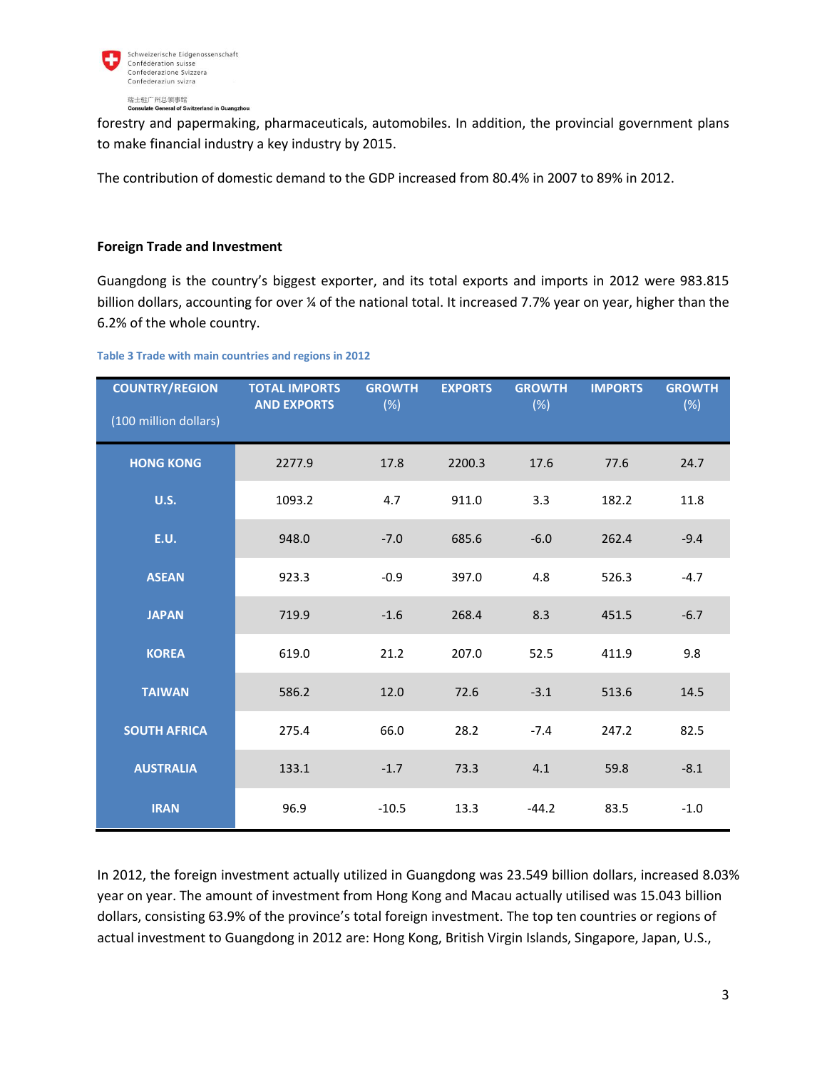forestry and papermaking, pharmaceuticals, automobiles. In addition, the provincial government plans to make financial industry a key industry by 2015.

The contribution of domestic demand to the GDP increased from 80.4% in 2007 to 89% in 2012.

## Foreign Trade and Investment

Guangdong is the country's biggest exporter, and its total exports and imports in 2012 were 983.815 billion dollars, accounting for over ¼ of the national total. It increased 7.7% year on year, higher than the 6.2% of the whole country.

**Table 3 Trade with main countries and regions in 2012**

| COUNTRY/REGION (100 million dollars) | TOTAL IMPORTS AND EXPORTS | GROWTH (%) | EXPORTS | GROWTH (%) | IMPORTS | GROWTH (%) |
|---|---|---|---|---|---|---|
| HONG KONG | 2277.9 | 17.8 | 2200.3 | 17.6 | 77.6 | 24.7 |
| U.S. | 1093.2 | 4.7 | 911.0 | 3.3 | 182.2 | 11.8 |
| E.U. | 948.0 | -7.0 | 685.6 | -6.0 | 262.4 | -9.4 |
| ASEAN | 923.3 | -0.9 | 397.0 | 4.8 | 526.3 | -4.7 |
| JAPAN | 719.9 | -1.6 | 268.4 | 8.3 | 451.5 | -6.7 |
| KOREA | 619.0 | 21.2 | 207.0 | 52.5 | 411.9 | 9.8 |
| TAIWAN | 586.2 | 12.0 | 72.6 | -3.1 | 513.6 | 14.5 |
| SOUTH AFRICA | 275.4 | 66.0 | 28.2 | -7.4 | 247.2 | 82.5 |
| AUSTRALIA | 133.1 | -1.7 | 73.3 | 4.1 | 59.8 | -8.1 |
| IRAN | 96.9 | -10.5 | 13.3 | -44.2 | 83.5 | -1.0 |

In 2012, the foreign investment actually utilized in Guangdong was 23.549 billion dollars, increased 8.03% year on year. The amount of investment from Hong Kong and Macau actually utilised was 15.043 billion dollars, consisting 63.9% of the province's total foreign investment. The top ten countries or regions of actual investment to Guangdong in 2012 are: Hong Kong, British Virgin Islands, Singapore, Japan, U.S.,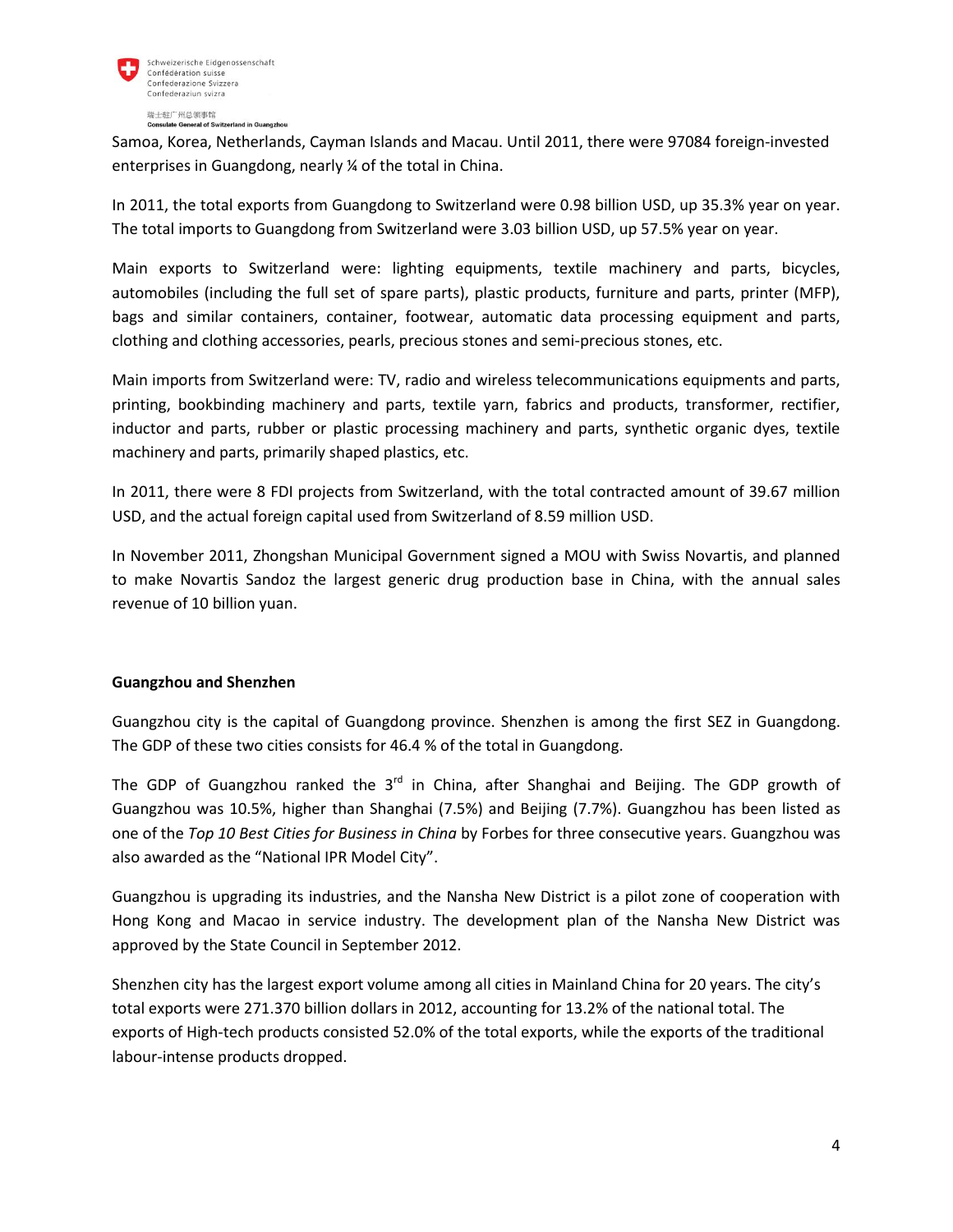Samoa, Korea, Netherlands, Cayman Islands and Macau. Until 2011, there were 97084 foreign-invested enterprises in Guangdong, nearly ¼ of the total in China.

In 2011, the total exports from Guangdong to Switzerland were 0.98 billion USD, up 35.3% year on year. The total imports to Guangdong from Switzerland were 3.03 billion USD, up 57.5% year on year.

Main exports to Switzerland were: lighting equipments, textile machinery and parts, bicycles, automobiles (including the full set of spare parts), plastic products, furniture and parts, printer (MFP), bags and similar containers, container, footwear, automatic data processing equipment and parts, clothing and clothing accessories, pearls, precious stones and semi-precious stones, etc.

Main imports from Switzerland were: TV, radio and wireless telecommunications equipments and parts, printing, bookbinding machinery and parts, textile yarn, fabrics and products, transformer, rectifier, inductor and parts, rubber or plastic processing machinery and parts, synthetic organic dyes, textile machinery and parts, primarily shaped plastics, etc.

In 2011, there were 8 FDI projects from Switzerland, with the total contracted amount of 39.67 million USD, and the actual foreign capital used from Switzerland of 8.59 million USD.

In November 2011, Zhongshan Municipal Government signed a MOU with Swiss Novartis, and planned to make Novartis Sandoz the largest generic drug production base in China, with the annual sales revenue of 10 billion yuan.

**Guangzhou and Shenzhen**

Guangzhou city is the capital of Guangdong province. Shenzhen is among the first SEZ in Guangdong. The GDP of these two cities consists for 46.4 % of the total in Guangdong.

The GDP of Guangzhou ranked the 3rd in China, after Shanghai and Beijing. The GDP growth of Guangzhou was 10.5%, higher than Shanghai (7.5%) and Beijing (7.7%). Guangzhou has been listed as one of the *Top 10 Best Cities for Business in China* by Forbes for three consecutive years. Guangzhou was also awarded as the "National IPR Model City".

Guangzhou is upgrading its industries, and the Nansha New District is a pilot zone of cooperation with Hong Kong and Macao in service industry. The development plan of the Nansha New District was approved by the State Council in September 2012.

Shenzhen city has the largest export volume among all cities in Mainland China for 20 years. The city's total exports were 271.370 billion dollars in 2012, accounting for 13.2% of the national total. The exports of High-tech products consisted 52.0% of the total exports, while the exports of the traditional labour-intense products dropped.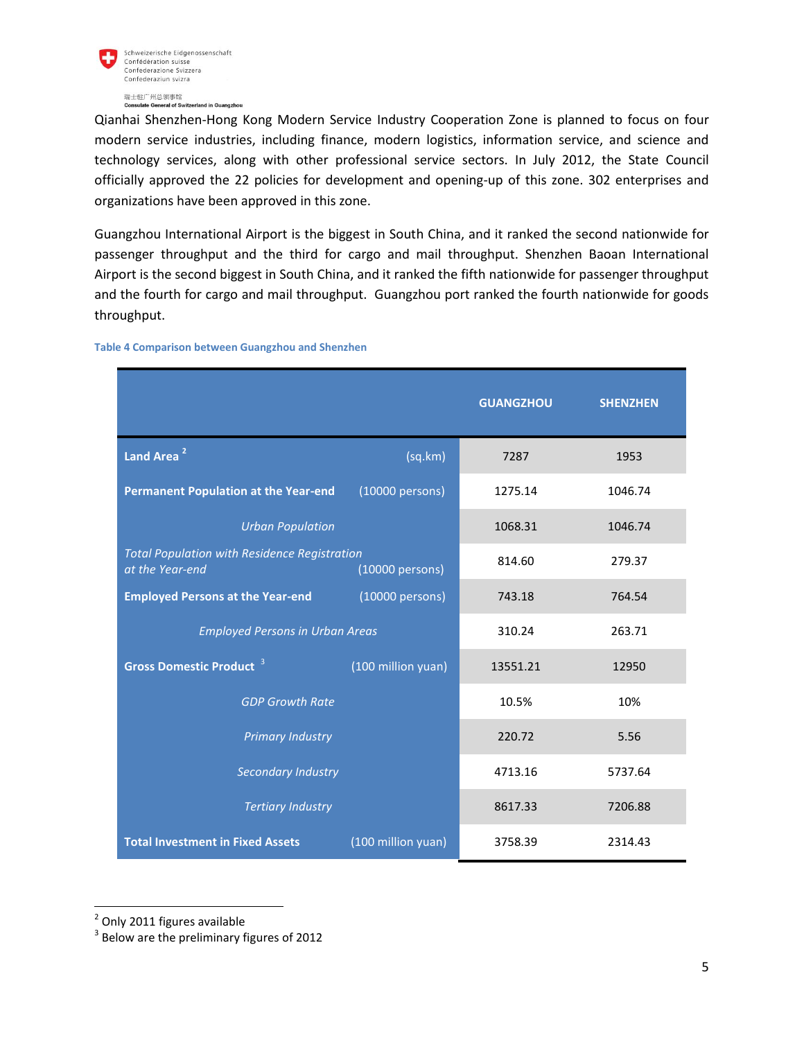Qianhai Shenzhen-Hong Kong Modern Service Industry Cooperation Zone is planned to focus on four modern service industries, including finance, modern logistics, information service, and science and technology services, along with other professional service sectors. In July 2012, the State Council officially approved the 22 policies for development and opening-up of this zone. 302 enterprises and organizations have been approved in this zone.

Guangzhou International Airport is the biggest in South China, and it ranked the second nationwide for passenger throughput and the third for cargo and mail throughput. Shenzhen Baoan International Airport is the second biggest in South China, and it ranked the fifth nationwide for passenger throughput and the fourth for cargo and mail throughput. Guangzhou port ranked the fourth nationwide for goods throughput.

**Table 4 Comparison between Guangzhou and Shenzhen**

| | | GUANGZHOU | SHENZHEN |
|---|---|---|---|
| **Land Area** [2] | (sq.km) | 7287 | 1953 |
| **Permanent Population at the Year-end** | (10000 persons) | 1275.14 | 1046.74 |
| *Urban Population* | | 1068.31 | 1046.74 |
| *Total Population with Residence Registration at the Year-end* | (10000 persons) | 814.60 | 279.37 |
| **Employed Persons at the Year-end** | (10000 persons) | 743.18 | 764.54 |
| *Employed Persons in Urban Areas* | | 310.24 | 263.71 |
| **Gross Domestic Product** [3] | (100 million yuan) | 13551.21 | 12950 |
| *GDP Growth Rate* | | 10.5% | 10% |
| *Primary Industry* | | 220.72 | 5.56 |
| *Secondary Industry* | | 4713.16 | 5737.64 |
| *Tertiary Industry* | | 8617.33 | 7206.88 |
| **Total Investment in Fixed Assets** | (100 million yuan) | 3758.39 | 2314.43 |

[2] Only 2011 figures available

[3] Below are the preliminary figures of 2012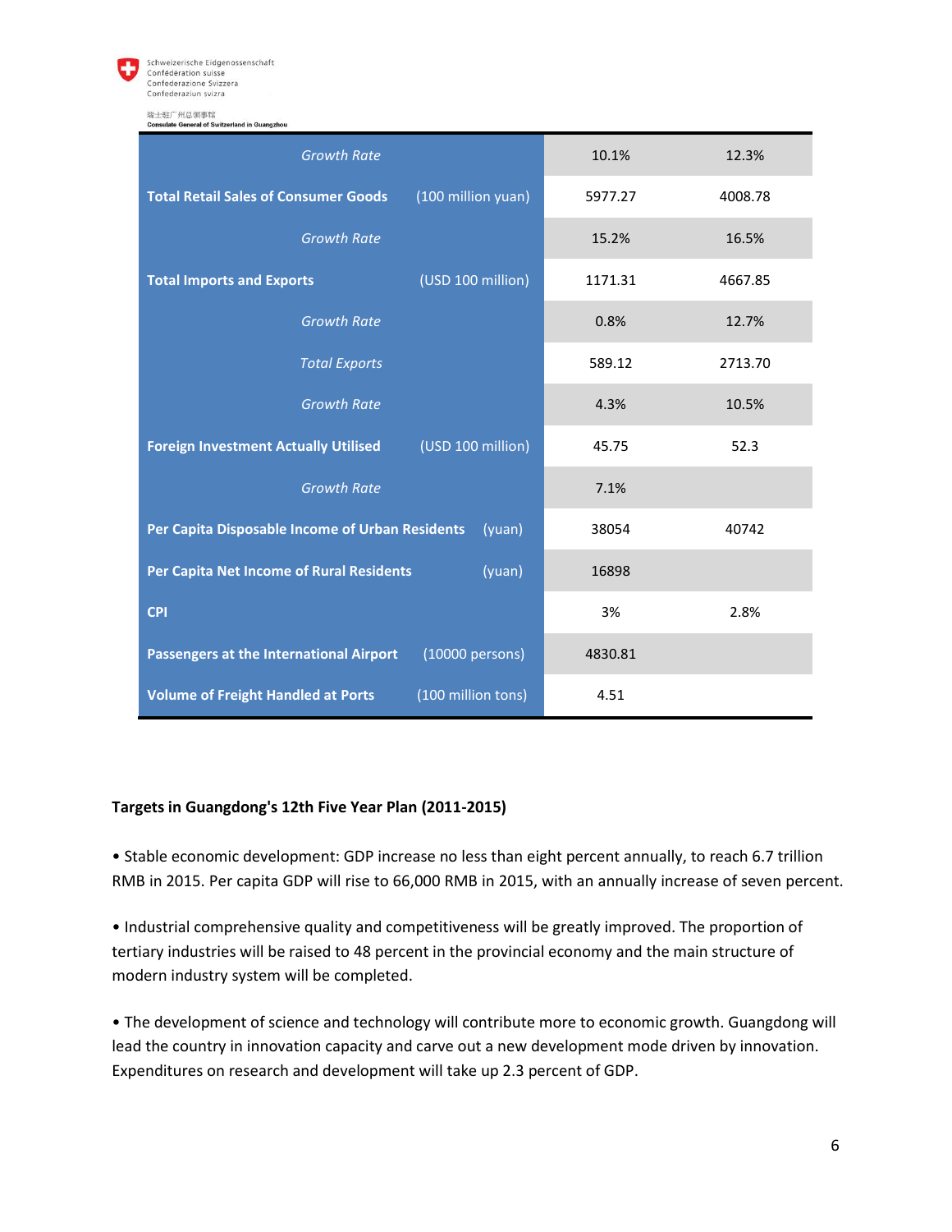| | | | |
|---|---|---|---|
| *Growth Rate* | | 10.1% | 12.3% |
| **Total Retail Sales of Consumer Goods** | (100 million yuan) | 5977.27 | 4008.78 |
| *Growth Rate* | | 15.2% | 16.5% |
| **Total Imports and Exports** | (USD 100 million) | 1171.31 | 4667.85 |
| *Growth Rate* | | 0.8% | 12.7% |
| *Total Exports* | | 589.12 | 2713.70 |
| *Growth Rate* | | 4.3% | 10.5% |
| **Foreign Investment Actually Utilised** | (USD 100 million) | 45.75 | 52.3 |
| *Growth Rate* | | 7.1% | |
| **Per Capita Disposable Income of Urban Residents** | (yuan) | 38054 | 40742 |
| **Per Capita Net Income of Rural Residents** | (yuan) | 16898 | |
| **CPI** | | 3% | 2.8% |
| **Passengers at the International Airport** | (10000 persons) | 4830.81 | |
| **Volume of Freight Handled at Ports** | (100 million tons) | 4.51 | |

**Targets in Guangdong's 12th Five Year Plan (2011-2015)**

• Stable economic development: GDP increase no less than eight percent annually, to reach 6.7 trillion RMB in 2015. Per capita GDP will rise to 66,000 RMB in 2015, with an annually increase of seven percent.

• Industrial comprehensive quality and competitiveness will be greatly improved. The proportion of tertiary industries will be raised to 48 percent in the provincial economy and the main structure of modern industry system will be completed.

• The development of science and technology will contribute more to economic growth. Guangdong will lead the country in innovation capacity and carve out a new development mode driven by innovation. Expenditures on research and development will take up 2.3 percent of GDP.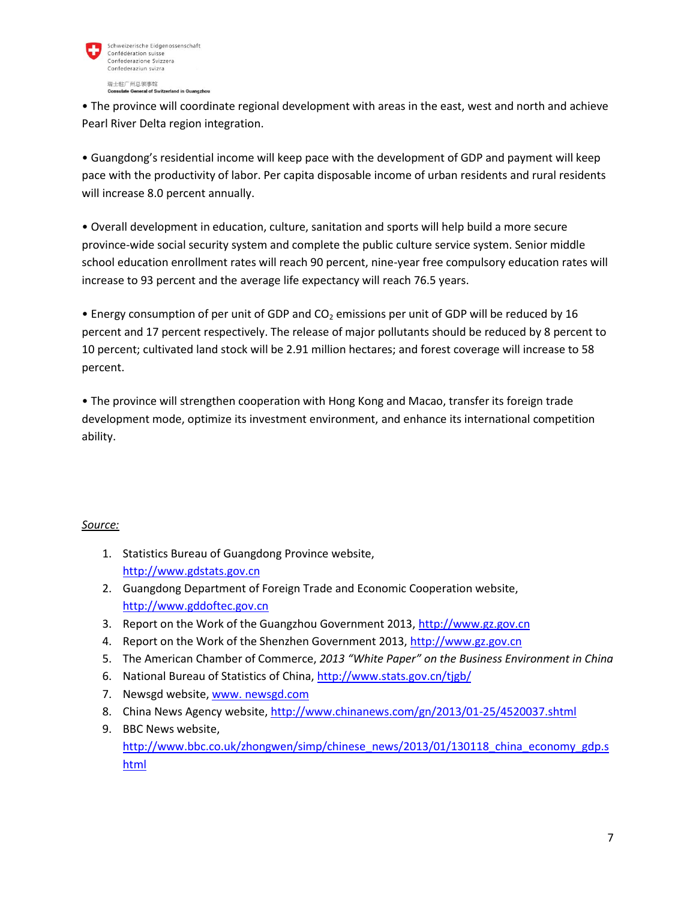• The province will coordinate regional development with areas in the east, west and north and achieve Pearl River Delta region integration.

• Guangdong's residential income will keep pace with the development of GDP and payment will keep pace with the productivity of labor. Per capita disposable income of urban residents and rural residents will increase 8.0 percent annually.

• Overall development in education, culture, sanitation and sports will help build a more secure province-wide social security system and complete the public culture service system. Senior middle school education enrollment rates will reach 90 percent, nine-year free compulsory education rates will increase to 93 percent and the average life expectancy will reach 76.5 years.

• Energy consumption of per unit of GDP and $CO_2$ emissions per unit of GDP will be reduced by 16 percent and 17 percent respectively. The release of major pollutants should be reduced by 8 percent to 10 percent; cultivated land stock will be 2.91 million hectares; and forest coverage will increase to 58 percent.

• The province will strengthen cooperation with Hong Kong and Macao, transfer its foreign trade development mode, optimize its investment environment, and enhance its international competition ability.

*Source:*

1. Statistics Bureau of Guangdong Province website, http://www.gdstats.gov.cn
2. Guangdong Department of Foreign Trade and Economic Cooperation website, http://www.gddoftec.gov.cn
3. Report on the Work of the Guangzhou Government 2013, http://www.gz.gov.cn
4. Report on the Work of the Shenzhen Government 2013, http://www.gz.gov.cn
5. The American Chamber of Commerce, *2013 "White Paper" on the Business Environment in China*
6. National Bureau of Statistics of China, http://www.stats.gov.cn/tjgb/
7. Newsgd website, www. newsgd.com
8. China News Agency website, http://www.chinanews.com/gn/2013/01-25/4520037.shtml
9. BBC News website, http://www.bbc.co.uk/zhongwen/simp/chinese_news/2013/01/130118_china_economy_gdp.shtml